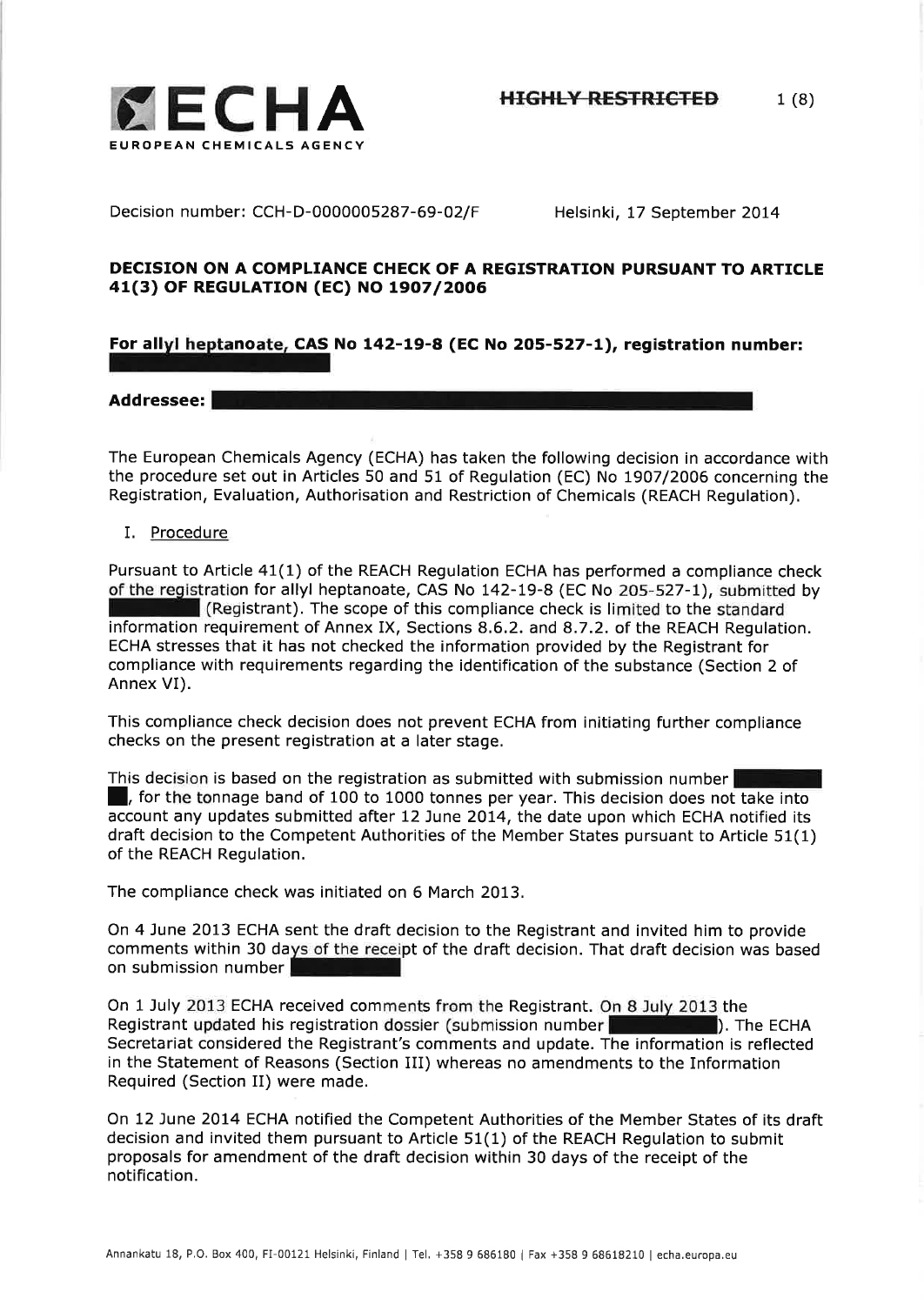**ECHA**
EUROPEAN CHEMICALS AGENCY

~~HIGHLY RESTRICTED~~

Decision number: CCH-D-0000005287-69-02/F

Helsinki, 17 September 2014

**DECISION ON A COMPLIANCE CHECK OF A REGISTRATION PURSUANT TO ARTICLE 41(3) OF REGULATION (EC) NO 1907/2006**

**For allyl heptanoate, CAS No 142-19-8 (EC No 205-527-1), registration number:**

**Addressee:**

The European Chemicals Agency (ECHA) has taken the following decision in accordance with the procedure set out in Articles 50 and 51 of Regulation (EC) No 1907/2006 concerning the Registration, Evaluation, Authorisation and Restriction of Chemicals (REACH Regulation).

I. Procedure

Pursuant to Article 41(1) of the REACH Regulation ECHA has performed a compliance check of the registration for allyl heptanoate, CAS No 142-19-8 (EC No 205-527-1), submitted by (Registrant). The scope of this compliance check is limited to the standard information requirement of Annex IX, Sections 8.6.2. and 8.7.2. of the REACH Regulation. ECHA stresses that it has not checked the information provided by the Registrant for compliance with requirements regarding the identification of the substance (Section 2 of Annex VI).

This compliance check decision does not prevent ECHA from initiating further compliance checks on the present registration at a later stage.

This decision is based on the registration as submitted with submission number , for the tonnage band of 100 to 1000 tonnes per year. This decision does not take into account any updates submitted after 12 June 2014, the date upon which ECHA notified its draft decision to the Competent Authorities of the Member States pursuant to Article 51(1) of the REACH Regulation.

The compliance check was initiated on 6 March 2013.

On 4 June 2013 ECHA sent the draft decision to the Registrant and invited him to provide comments within 30 days of the receipt of the draft decision. That draft decision was based on submission number

On 1 July 2013 ECHA received comments from the Registrant. On 8 July 2013 the Registrant updated his registration dossier (submission number ). The ECHA Secretariat considered the Registrant's comments and update. The information is reflected in the Statement of Reasons (Section III) whereas no amendments to the Information Required (Section II) were made.

On 12 June 2014 ECHA notified the Competent Authorities of the Member States of its draft decision and invited them pursuant to Article 51(1) of the REACH Regulation to submit proposals for amendment of the draft decision within 30 days of the receipt of the notification.

Annankatu 18, P.O. Box 400, FI-00121 Helsinki, Finland | Tel. +358 9 686180 | Fax +358 9 68618210 | echa.europa.eu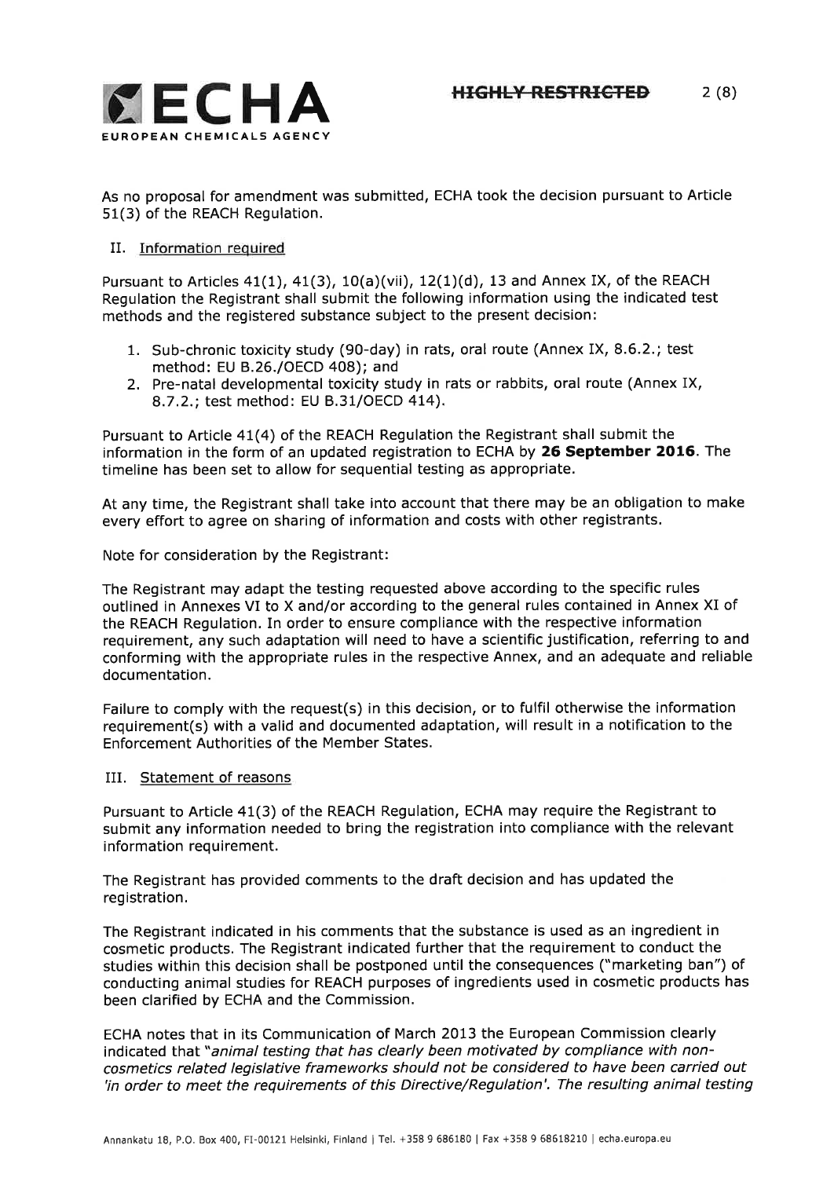As no proposal for amendment was submitted, ECHA took the decision pursuant to Article 51(3) of the REACH Regulation.

## II. Information required

Pursuant to Articles 41(1), 41(3), 10(a)(vii), 12(1)(d), 13 and Annex IX, of the REACH Regulation the Registrant shall submit the following information using the indicated test methods and the registered substance subject to the present decision:

1. Sub-chronic toxicity study (90-day) in rats, oral route (Annex IX, 8.6.2.; test method: EU B.26./OECD 408); and
2. Pre-natal developmental toxicity study in rats or rabbits, oral route (Annex IX, 8.7.2.; test method: EU B.31/OECD 414).

Pursuant to Article 41(4) of the REACH Regulation the Registrant shall submit the information in the form of an updated registration to ECHA by **26 September 2016**. The timeline has been set to allow for sequential testing as appropriate.

At any time, the Registrant shall take into account that there may be an obligation to make every effort to agree on sharing of information and costs with other registrants.

Note for consideration by the Registrant:

The Registrant may adapt the testing requested above according to the specific rules outlined in Annexes VI to X and/or according to the general rules contained in Annex XI of the REACH Regulation. In order to ensure compliance with the respective information requirement, any such adaptation will need to have a scientific justification, referring to and conforming with the appropriate rules in the respective Annex, and an adequate and reliable documentation.

Failure to comply with the request(s) in this decision, or to fulfil otherwise the information requirement(s) with a valid and documented adaptation, will result in a notification to the Enforcement Authorities of the Member States.

## III. Statement of reasons

Pursuant to Article 41(3) of the REACH Regulation, ECHA may require the Registrant to submit any information needed to bring the registration into compliance with the relevant information requirement.

The Registrant has provided comments to the draft decision and has updated the registration.

The Registrant indicated in his comments that the substance is used as an ingredient in cosmetic products. The Registrant indicated further that the requirement to conduct the studies within this decision shall be postponed until the consequences ("marketing ban") of conducting animal studies for REACH purposes of ingredients used in cosmetic products has been clarified by ECHA and the Commission.

ECHA notes that in its Communication of March 2013 the European Commission clearly indicated that "*animal testing that has clearly been motivated by compliance with non-cosmetics related legislative frameworks should not be considered to have been carried out 'in order to meet the requirements of this Directive/Regulation'. The resulting animal testing*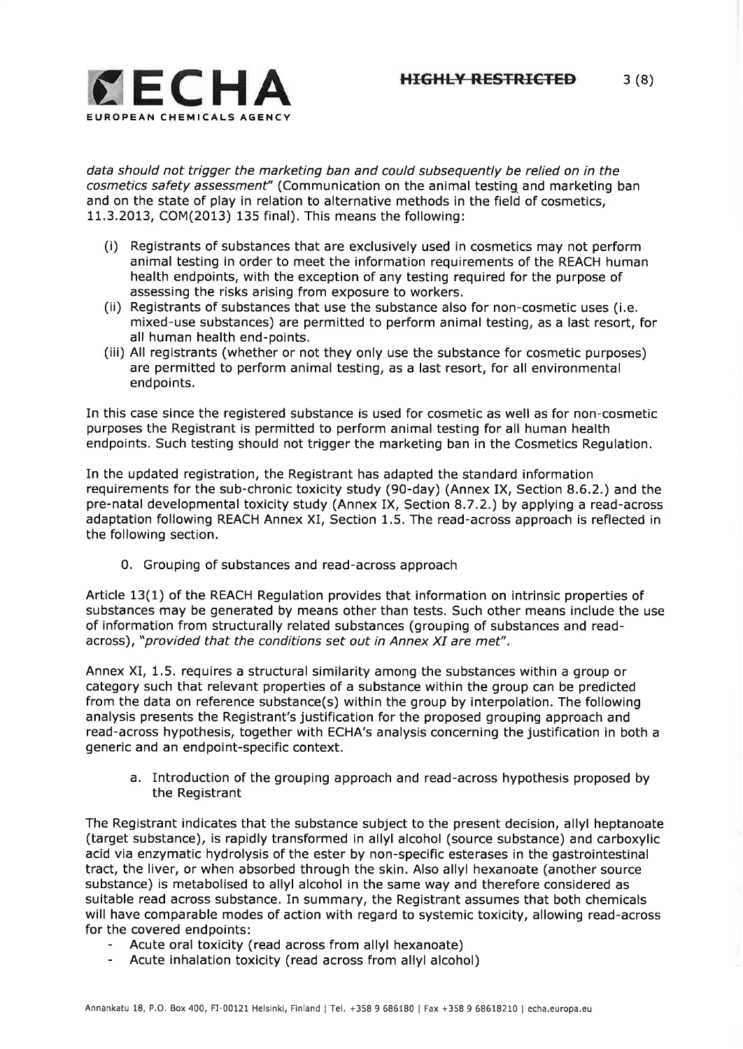*data should not trigger the marketing ban and could subsequently be relied on in the cosmetics safety assessment"* (Communication on the animal testing and marketing ban and on the state of play in relation to alternative methods in the field of cosmetics, 11.3.2013, COM(2013) 135 final). This means the following:

(i) Registrants of substances that are exclusively used in cosmetics may not perform animal testing in order to meet the information requirements of the REACH human health endpoints, with the exception of any testing required for the purpose of assessing the risks arising from exposure to workers.

(ii) Registrants of substances that use the substance also for non-cosmetic uses (i.e. mixed-use substances) are permitted to perform animal testing, as a last resort, for all human health end-points.

(iii) All registrants (whether or not they only use the substance for cosmetic purposes) are permitted to perform animal testing, as a last resort, for all environmental endpoints.

In this case since the registered substance is used for cosmetic as well as for non-cosmetic purposes the Registrant is permitted to perform animal testing for all human health endpoints. Such testing should not trigger the marketing ban in the Cosmetics Regulation.

In the updated registration, the Registrant has adapted the standard information requirements for the sub-chronic toxicity study (90-day) (Annex IX, Section 8.6.2.) and the pre-natal developmental toxicity study (Annex IX, Section 8.7.2.) by applying a read-across adaptation following REACH Annex XI, Section 1.5. The read-across approach is reflected in the following section.

0. Grouping of substances and read-across approach

Article 13(1) of the REACH Regulation provides that information on intrinsic properties of substances may be generated by means other than tests. Such other means include the use of information from structurally related substances (grouping of substances and read-across), *"provided that the conditions set out in Annex XI are met"*.

Annex XI, 1.5. requires a structural similarity among the substances within a group or category such that relevant properties of a substance within the group can be predicted from the data on reference substance(s) within the group by interpolation. The following analysis presents the Registrant's justification for the proposed grouping approach and read-across hypothesis, together with ECHA's analysis concerning the justification in both a generic and an endpoint-specific context.

a. Introduction of the grouping approach and read-across hypothesis proposed by the Registrant

The Registrant indicates that the substance subject to the present decision, allyl heptanoate (target substance), is rapidly transformed in allyl alcohol (source substance) and carboxylic acid via enzymatic hydrolysis of the ester by non-specific esterases in the gastrointestinal tract, the liver, or when absorbed through the skin. Also allyl hexanoate (another source substance) is metabolised to allyl alcohol in the same way and therefore considered as suitable read across substance. In summary, the Registrant assumes that both chemicals will have comparable modes of action with regard to systemic toxicity, allowing read-across for the covered endpoints:

- Acute oral toxicity (read across from allyl hexanoate)
- Acute inhalation toxicity (read across from allyl alcohol)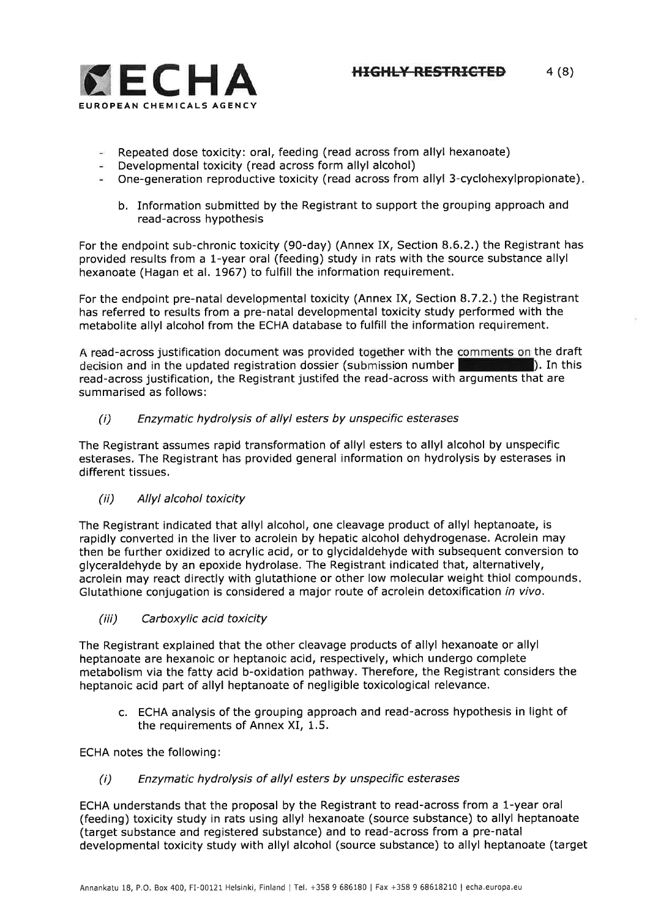- Repeated dose toxicity: oral, feeding (read across from allyl hexanoate)
- Developmental toxicity (read across form allyl alcohol)
- One-generation reproductive toxicity (read across from allyl 3-cyclohexylpropionate).

b. Information submitted by the Registrant to support the grouping approach and read-across hypothesis

For the endpoint sub-chronic toxicity (90-day) (Annex IX, Section 8.6.2.) the Registrant has provided results from a 1-year oral (feeding) study in rats with the source substance allyl hexanoate (Hagan et al. 1967) to fulfill the information requirement.

For the endpoint pre-natal developmental toxicity (Annex IX, Section 8.7.2.) the Registrant has referred to results from a pre-natal developmental toxicity study performed with the metabolite allyl alcohol from the ECHA database to fulfill the information requirement.

A read-across justification document was provided together with the comments on the draft decision and in the updated registration dossier (submission number ██████). In this read-across justification, the Registrant justifed the read-across with arguments that are summarised as follows:

*(i) Enzymatic hydrolysis of allyl esters by unspecific esterases*

The Registrant assumes rapid transformation of allyl esters to allyl alcohol by unspecific esterases. The Registrant has provided general information on hydrolysis by esterases in different tissues.

*(ii) Allyl alcohol toxicity*

The Registrant indicated that allyl alcohol, one cleavage product of allyl heptanoate, is rapidly converted in the liver to acrolein by hepatic alcohol dehydrogenase. Acrolein may then be further oxidized to acrylic acid, or to glycidaldehyde with subsequent conversion to glyceraldehyde by an epoxide hydrolase. The Registrant indicated that, alternatively, acrolein may react directly with glutathione or other low molecular weight thiol compounds. Glutathione conjugation is considered a major route of acrolein detoxification *in vivo*.

*(iii) Carboxylic acid toxicity*

The Registrant explained that the other cleavage products of allyl hexanoate or allyl heptanoate are hexanoic or heptanoic acid, respectively, which undergo complete metabolism via the fatty acid b-oxidation pathway. Therefore, the Registrant considers the heptanoic acid part of allyl heptanoate of negligible toxicological relevance.

c. ECHA analysis of the grouping approach and read-across hypothesis in light of the requirements of Annex XI, 1.5.

ECHA notes the following:

*(i) Enzymatic hydrolysis of allyl esters by unspecific esterases*

ECHA understands that the proposal by the Registrant to read-across from a 1-year oral (feeding) toxicity study in rats using allyl hexanoate (source substance) to allyl heptanoate (target substance and registered substance) and to read-across from a pre-natal developmental toxicity study with allyl alcohol (source substance) to allyl heptanoate (target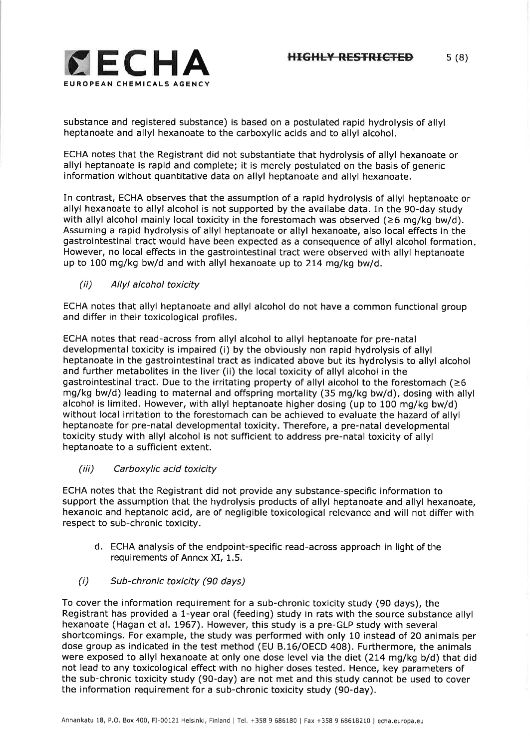substance and registered substance) is based on a postulated rapid hydrolysis of allyl heptanoate and allyl hexanoate to the carboxylic acids and to allyl alcohol.

ECHA notes that the Registrant did not substantiate that hydrolysis of allyl hexanoate or allyl heptanoate is rapid and complete; it is merely postulated on the basis of generic information without quantitative data on allyl heptanoate and allyl hexanoate.

In contrast, ECHA observes that the assumption of a rapid hydrolysis of allyl heptanoate or allyl hexanoate to allyl alcohol is not supported by the availabe data. In the 90-day study with allyl alcohol mainly local toxicity in the forestomach was observed (≥6 mg/kg bw/d). Assuming a rapid hydrolysis of allyl heptanoate or allyl hexanoate, also local effects in the gastrointestinal tract would have been expected as a consequence of allyl alcohol formation. However, no local effects in the gastrointestinal tract were observed with allyl heptanoate up to 100 mg/kg bw/d and with allyl hexanoate up to 214 mg/kg bw/d.

*(ii) Allyl alcohol toxicity*

ECHA notes that allyl heptanoate and allyl alcohol do not have a common functional group and differ in their toxicological profiles.

ECHA notes that read-across from allyl alcohol to allyl heptanoate for pre-natal developmental toxicity is impaired (i) by the obviously non rapid hydrolysis of allyl heptanoate in the gastrointestinal tract as indicated above but its hydrolysis to allyl alcohol and further metabolites in the liver (ii) the local toxicity of allyl alcohol in the gastrointestinal tract. Due to the irritating property of allyl alcohol to the forestomach (≥6 mg/kg bw/d) leading to maternal and offspring mortality (35 mg/kg bw/d), dosing with allyl alcohol is limited. However, with allyl heptanoate higher dosing (up to 100 mg/kg bw/d) without local irritation to the forestomach can be achieved to evaluate the hazard of allyl heptanoate for pre-natal developmental toxicity. Therefore, a pre-natal developmental toxicity study with allyl alcohol is not sufficient to address pre-natal toxicity of allyl heptanoate to a sufficient extent.

*(iii) Carboxylic acid toxicity*

ECHA notes that the Registrant did not provide any substance-specific information to support the assumption that the hydrolysis products of allyl heptanoate and allyl hexanoate, hexanoic and heptanoic acid, are of negligible toxicological relevance and will not differ with respect to sub-chronic toxicity.

d. ECHA analysis of the endpoint-specific read-across approach in light of the requirements of Annex XI, 1.5.

*(i) Sub-chronic toxicity (90 days)*

To cover the information requirement for a sub-chronic toxicity study (90 days), the Registrant has provided a 1-year oral (feeding) study in rats with the source substance allyl hexanoate (Hagan et al. 1967). However, this study is a pre-GLP study with several shortcomings. For example, the study was performed with only 10 instead of 20 animals per dose group as indicated in the test method (EU B.16/OECD 408). Furthermore, the animals were exposed to allyl hexanoate at only one dose level via the diet (214 mg/kg b/d) that did not lead to any toxicological effect with no higher doses tested. Hence, key parameters of the sub-chronic toxicity study (90-day) are not met and this study cannot be used to cover the information requirement for a sub-chronic toxicity study (90-day).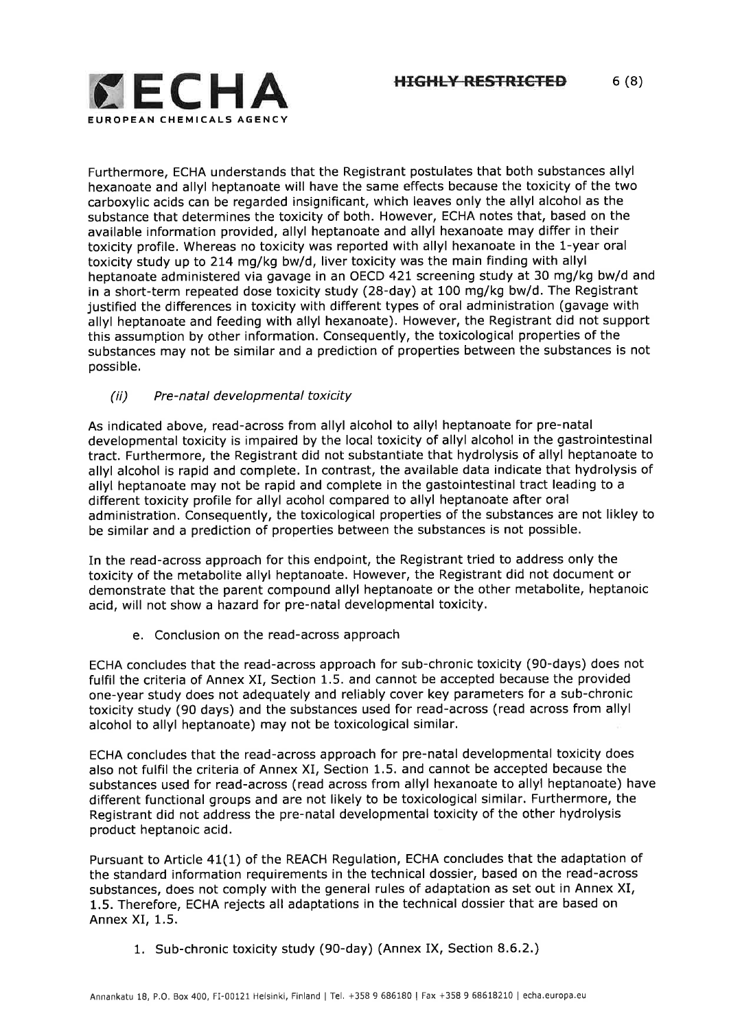Furthermore, ECHA understands that the Registrant postulates that both substances allyl hexanoate and allyl heptanoate will have the same effects because the toxicity of the two carboxylic acids can be regarded insignificant, which leaves only the allyl alcohol as the substance that determines the toxicity of both. However, ECHA notes that, based on the available information provided, allyl heptanoate and allyl hexanoate may differ in their toxicity profile. Whereas no toxicity was reported with allyl hexanoate in the 1-year oral toxicity study up to 214 mg/kg bw/d, liver toxicity was the main finding with allyl heptanoate administered via gavage in an OECD 421 screening study at 30 mg/kg bw/d and in a short-term repeated dose toxicity study (28-day) at 100 mg/kg bw/d. The Registrant justified the differences in toxicity with different types of oral administration (gavage with allyl heptanoate and feeding with allyl hexanoate). However, the Registrant did not support this assumption by other information. Consequently, the toxicological properties of the substances may not be similar and a prediction of properties between the substances is not possible.

*(ii) Pre-natal developmental toxicity*

As indicated above, read-across from allyl alcohol to allyl heptanoate for pre-natal developmental toxicity is impaired by the local toxicity of allyl alcohol in the gastrointestinal tract. Furthermore, the Registrant did not substantiate that hydrolysis of allyl heptanoate to allyl alcohol is rapid and complete. In contrast, the available data indicate that hydrolysis of allyl heptanoate may not be rapid and complete in the gastointestinal tract leading to a different toxicity profile for allyl acohol compared to allyl heptanoate after oral administration. Consequently, the toxicological properties of the substances are not likley to be similar and a prediction of properties between the substances is not possible.

In the read-across approach for this endpoint, the Registrant tried to address only the toxicity of the metabolite allyl heptanoate. However, the Registrant did not document or demonstrate that the parent compound allyl heptanoate or the other metabolite, heptanoic acid, will not show a hazard for pre-natal developmental toxicity.

e. Conclusion on the read-across approach

ECHA concludes that the read-across approach for sub-chronic toxicity (90-days) does not fulfil the criteria of Annex XI, Section 1.5. and cannot be accepted because the provided one-year study does not adequately and reliably cover key parameters for a sub-chronic toxicity study (90 days) and the substances used for read-across (read across from allyl alcohol to allyl heptanoate) may not be toxicological similar.

ECHA concludes that the read-across approach for pre-natal developmental toxicity does also not fulfil the criteria of Annex XI, Section 1.5. and cannot be accepted because the substances used for read-across (read across from allyl hexanoate to allyl heptanoate) have different functional groups and are not likely to be toxicological similar. Furthermore, the Registrant did not address the pre-natal developmental toxicity of the other hydrolysis product heptanoic acid.

Pursuant to Article 41(1) of the REACH Regulation, ECHA concludes that the adaptation of the standard information requirements in the technical dossier, based on the read-across substances, does not comply with the general rules of adaptation as set out in Annex XI, 1.5. Therefore, ECHA rejects all adaptations in the technical dossier that are based on Annex XI, 1.5.

1. Sub-chronic toxicity study (90-day) (Annex IX, Section 8.6.2.)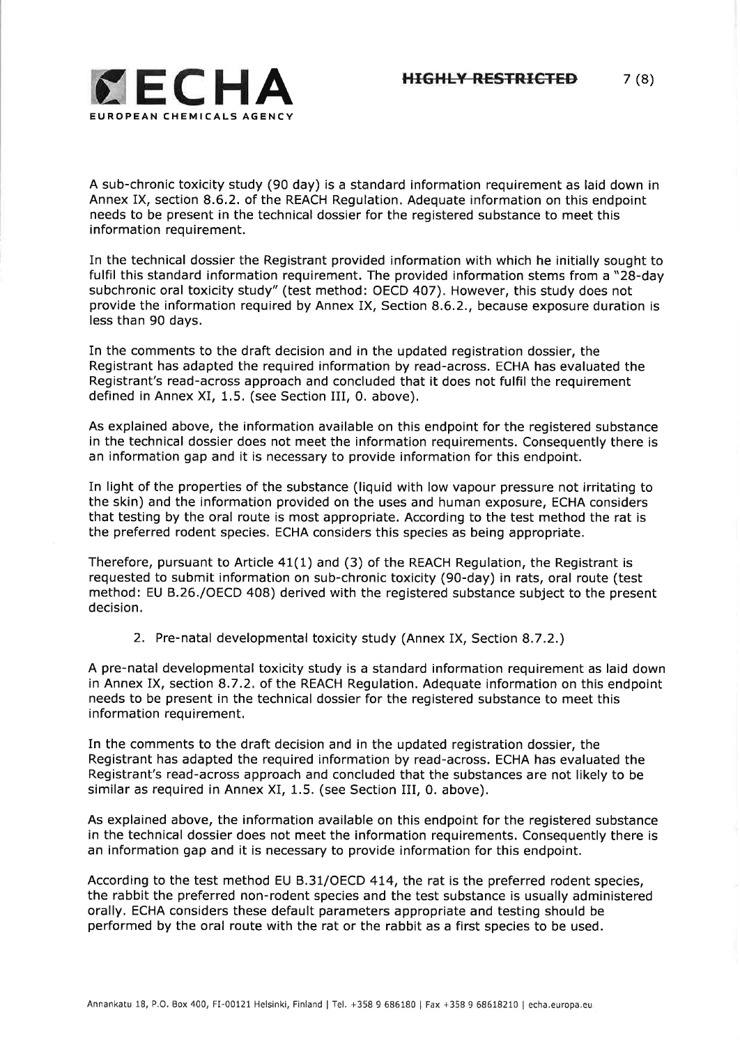A sub-chronic toxicity study (90 day) is a standard information requirement as laid down in Annex IX, section 8.6.2. of the REACH Regulation. Adequate information on this endpoint needs to be present in the technical dossier for the registered substance to meet this information requirement.

In the technical dossier the Registrant provided information with which he initially sought to fulfil this standard information requirement. The provided information stems from a "28-day subchronic oral toxicity study" (test method: OECD 407). However, this study does not provide the information required by Annex IX, Section 8.6.2., because exposure duration is less than 90 days.

In the comments to the draft decision and in the updated registration dossier, the Registrant has adapted the required information by read-across. ECHA has evaluated the Registrant's read-across approach and concluded that it does not fulfil the requirement defined in Annex XI, 1.5. (see Section III, 0. above).

As explained above, the information available on this endpoint for the registered substance in the technical dossier does not meet the information requirements. Consequently there is an information gap and it is necessary to provide information for this endpoint.

In light of the properties of the substance (liquid with low vapour pressure not irritating to the skin) and the information provided on the uses and human exposure, ECHA considers that testing by the oral route is most appropriate. According to the test method the rat is the preferred rodent species. ECHA considers this species as being appropriate.

Therefore, pursuant to Article 41(1) and (3) of the REACH Regulation, the Registrant is requested to submit information on sub-chronic toxicity (90-day) in rats, oral route (test method: EU B.26./OECD 408) derived with the registered substance subject to the present decision.

2. Pre-natal developmental toxicity study (Annex IX, Section 8.7.2.)

A pre-natal developmental toxicity study is a standard information requirement as laid down in Annex IX, section 8.7.2. of the REACH Regulation. Adequate information on this endpoint needs to be present in the technical dossier for the registered substance to meet this information requirement.

In the comments to the draft decision and in the updated registration dossier, the Registrant has adapted the required information by read-across. ECHA has evaluated the Registrant's read-across approach and concluded that the substances are not likely to be similar as required in Annex XI, 1.5. (see Section III, 0. above).

As explained above, the information available on this endpoint for the registered substance in the technical dossier does not meet the information requirements. Consequently there is an information gap and it is necessary to provide information for this endpoint.

According to the test method EU B.31/OECD 414, the rat is the preferred rodent species, the rabbit the preferred non-rodent species and the test substance is usually administered orally. ECHA considers these default parameters appropriate and testing should be performed by the oral route with the rat or the rabbit as a first species to be used.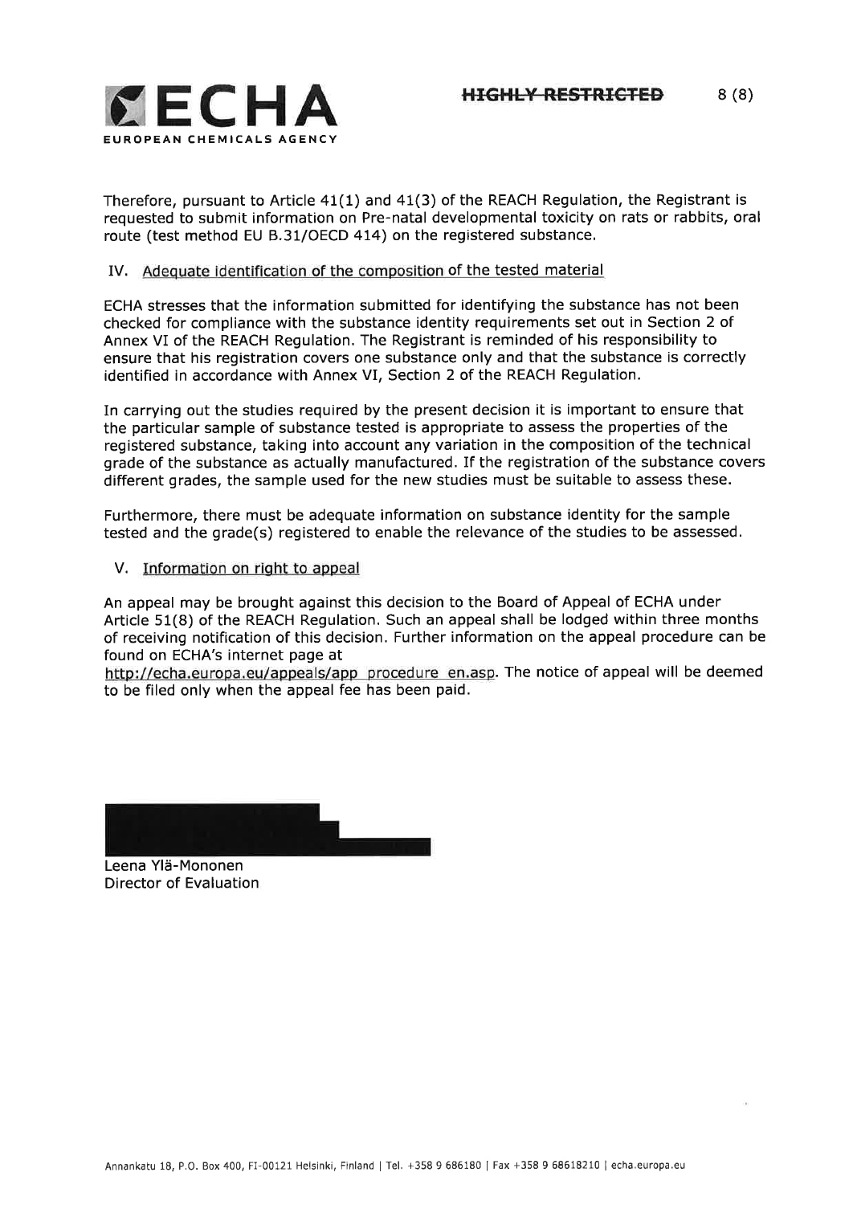Therefore, pursuant to Article 41(1) and 41(3) of the REACH Regulation, the Registrant is requested to submit information on Pre-natal developmental toxicity on rats or rabbits, oral route (test method EU B.31/OECD 414) on the registered substance.

## IV. Adequate identification of the composition of the tested material

ECHA stresses that the information submitted for identifying the substance has not been checked for compliance with the substance identity requirements set out in Section 2 of Annex VI of the REACH Regulation. The Registrant is reminded of his responsibility to ensure that his registration covers one substance only and that the substance is correctly identified in accordance with Annex VI, Section 2 of the REACH Regulation.

In carrying out the studies required by the present decision it is important to ensure that the particular sample of substance tested is appropriate to assess the properties of the registered substance, taking into account any variation in the composition of the technical grade of the substance as actually manufactured. If the registration of the substance covers different grades, the sample used for the new studies must be suitable to assess these.

Furthermore, there must be adequate information on substance identity for the sample tested and the grade(s) registered to enable the relevance of the studies to be assessed.

## V. Information on right to appeal

An appeal may be brought against this decision to the Board of Appeal of ECHA under Article 51(8) of the REACH Regulation. Such an appeal shall be lodged within three months of receiving notification of this decision. Further information on the appeal procedure can be found on ECHA's internet page at http://echa.europa.eu/appeals/app_procedure_en.asp. The notice of appeal will be deemed to be filed only when the appeal fee has been paid.

Leena Ylä-Mononen
Director of Evaluation